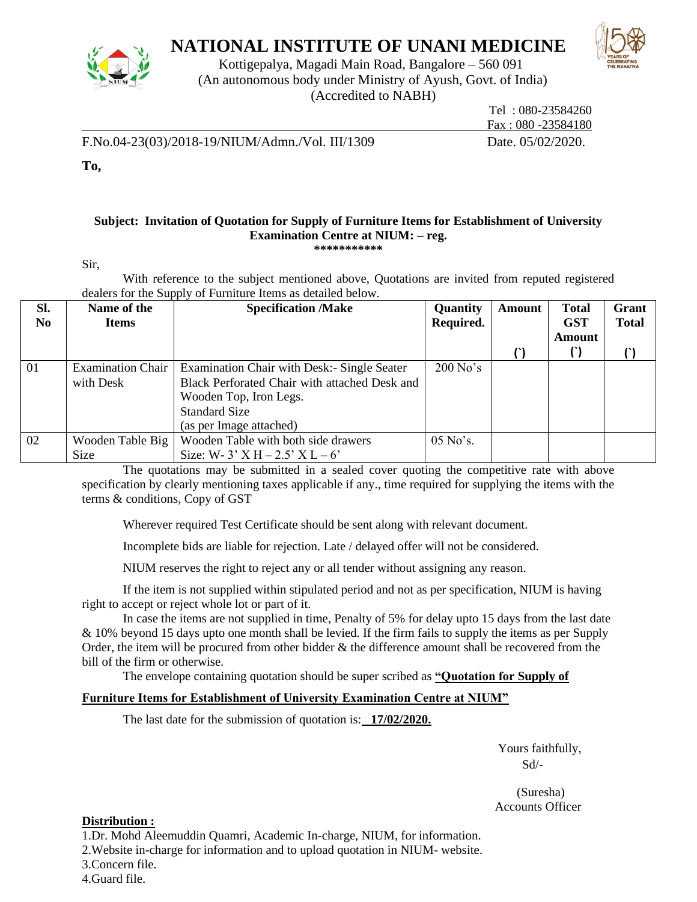# NATIONAL INSTITUTE OF UNANI MEDICINE

Kottigepalya, Magadi Main Road, Bangalore – 560 091
(An autonomous body under Ministry of Ayush, Govt. of India)
(Accredited to NABH)

Tel : 080-23584260
Fax : 080 -23584180

F.No.04-23(03)/2018-19/NIUM/Admn./Vol. III/1309 Date. 05/02/2020.

**To,**

**Subject: Invitation of Quotation for Supply of Furniture Items for Establishment of University Examination Centre at NIUM: – reg.**

\*\*\*\*\*\*\*\*\*\*\*

Sir,

With reference to the subject mentioned above, Quotations are invited from reputed registered dealers for the Supply of Furniture Items as detailed below.

| Sl. No | Name of the Items | Specification /Make | Quantity Required. | Amount (`) | Total GST Amount (`) | Grant Total (`) |
|---|---|---|---|---|---|---|
| 01 | Examination Chair with Desk | Examination Chair with Desk:- Single Seater Black Perforated Chair with attached Desk and Wooden Top, Iron Legs. Standard Size (as per Image attached) | 200 No's | | | |
| 02 | Wooden Table Big Size | Wooden Table with both side drawers Size: W- 3' X H – 2.5' X L – 6' | 05 No's. | | | |

The quotations may be submitted in a sealed cover quoting the competitive rate with above specification by clearly mentioning taxes applicable if any., time required for supplying the items with the terms & conditions, Copy of GST

Wherever required Test Certificate should be sent along with relevant document.

Incomplete bids are liable for rejection. Late / delayed offer will not be considered.

NIUM reserves the right to reject any or all tender without assigning any reason.

If the item is not supplied within stipulated period and not as per specification, NIUM is having right to accept or reject whole lot or part of it.

In case the items are not supplied in time, Penalty of 5% for delay upto 15 days from the last date & 10% beyond 15 days upto one month shall be levied. If the firm fails to supply the items as per Supply Order, the item will be procured from other bidder & the difference amount shall be recovered from the bill of the firm or otherwise.

The envelope containing quotation should be super scribed as **"Quotation for Supply of Furniture Items for Establishment of University Examination Centre at NIUM"**

The last date for the submission of quotation is: **17/02/2020.**

Yours faithfully,
Sd/-

(Suresha)
Accounts Officer

**Distribution :**

1. Dr. Mohd Aleemuddin Quamri, Academic In-charge, NIUM, for information.
2. Website in-charge for information and to upload quotation in NIUM- website.
3. Concern file.
4. Guard file.